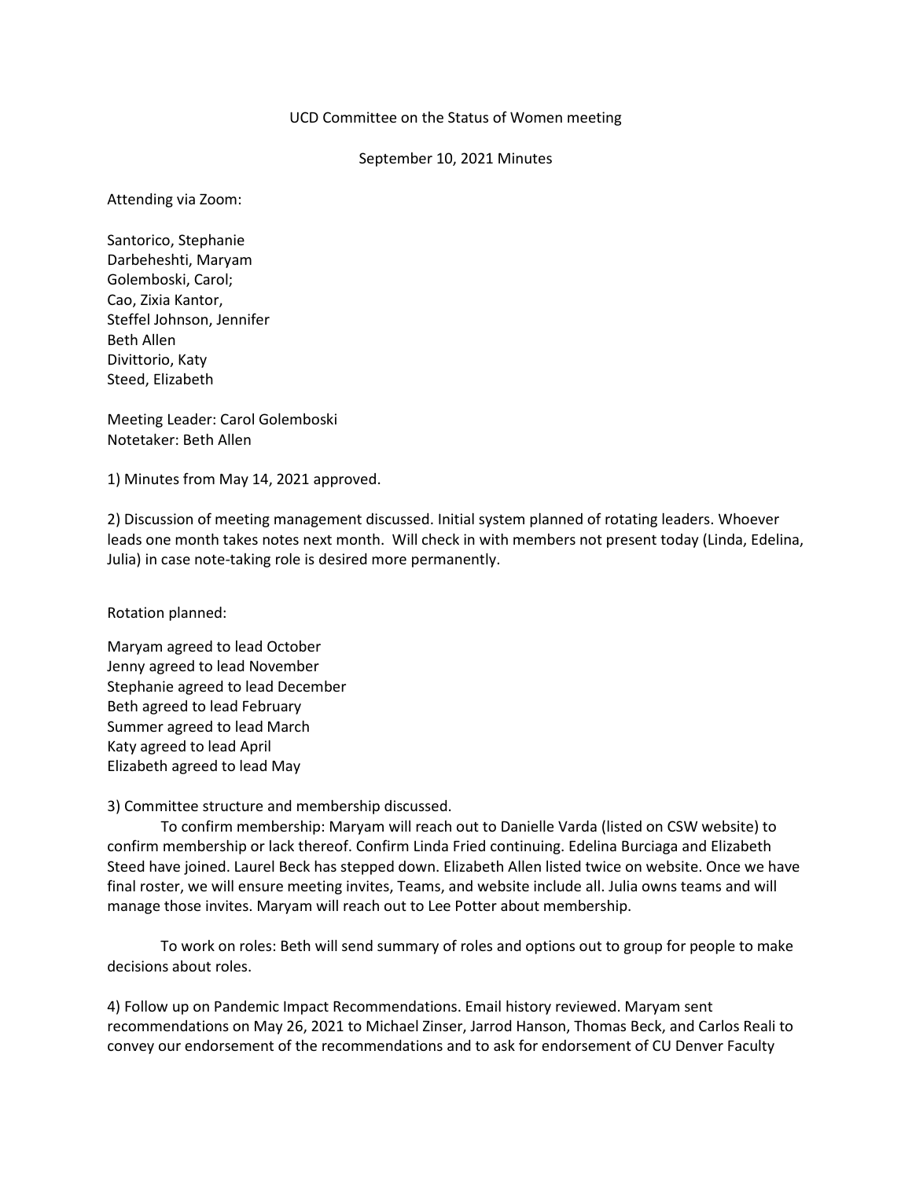UCD Committee on the Status of Women meeting

September 10, 2021 Minutes

Attending via Zoom:

Santorico, Stephanie
Darbeheshti, Maryam
Golemboski, Carol;
Cao, Zixia Kantor,
Steffel Johnson, Jennifer
Beth Allen
Divittorio, Katy
Steed, Elizabeth

Meeting Leader: Carol Golemboski
Notetaker: Beth Allen

1) Minutes from May 14, 2021 approved.

2) Discussion of meeting management discussed. Initial system planned of rotating leaders. Whoever leads one month takes notes next month. Will check in with members not present today (Linda, Edelina, Julia) in case note-taking role is desired more permanently.

Rotation planned:

Maryam agreed to lead October
Jenny agreed to lead November
Stephanie agreed to lead December
Beth agreed to lead February
Summer agreed to lead March
Katy agreed to lead April
Elizabeth agreed to lead May

3) Committee structure and membership discussed.

To confirm membership: Maryam will reach out to Danielle Varda (listed on CSW website) to confirm membership or lack thereof. Confirm Linda Fried continuing. Edelina Burciaga and Elizabeth Steed have joined. Laurel Beck has stepped down. Elizabeth Allen listed twice on website. Once we have final roster, we will ensure meeting invites, Teams, and website include all. Julia owns teams and will manage those invites. Maryam will reach out to Lee Potter about membership.

To work on roles: Beth will send summary of roles and options out to group for people to make decisions about roles.

4) Follow up on Pandemic Impact Recommendations. Email history reviewed. Maryam sent recommendations on May 26, 2021 to Michael Zinser, Jarrod Hanson, Thomas Beck, and Carlos Reali to convey our endorsement of the recommendations and to ask for endorsement of CU Denver Faculty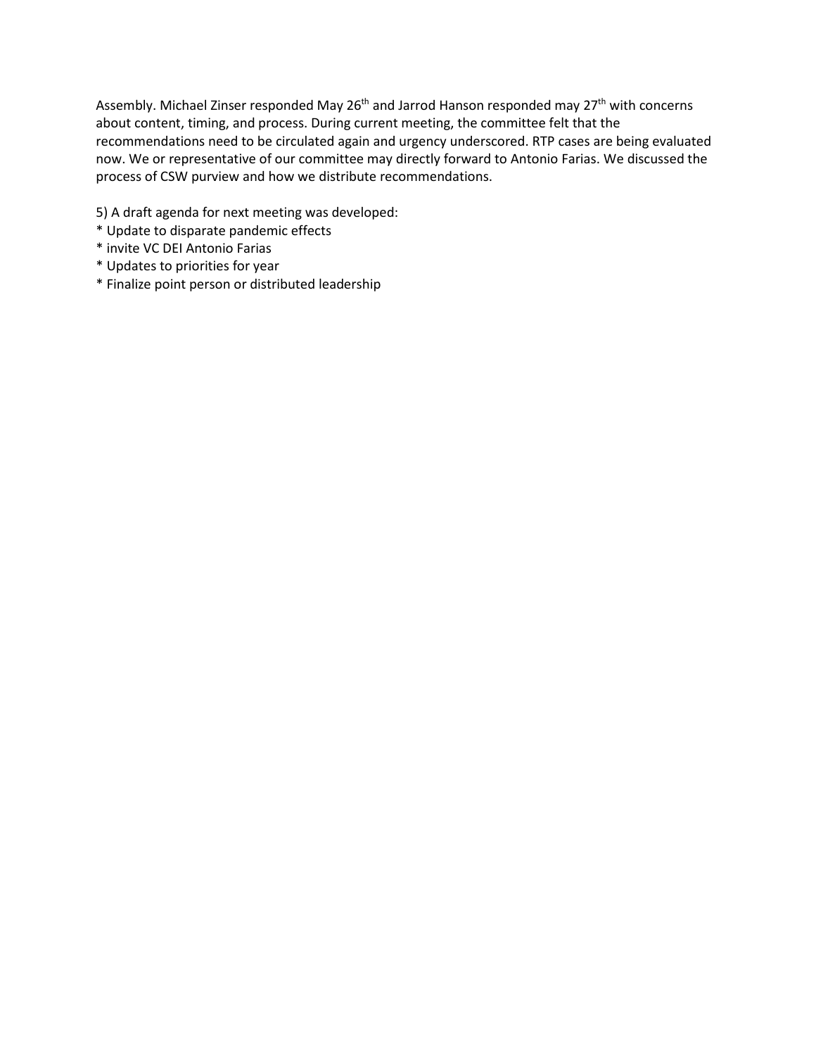Assembly. Michael Zinser responded May 26th and Jarrod Hanson responded may 27th with concerns about content, timing, and process. During current meeting, the committee felt that the recommendations need to be circulated again and urgency underscored. RTP cases are being evaluated now. We or representative of our committee may directly forward to Antonio Farias. We discussed the process of CSW purview and how we distribute recommendations.

5) A draft agenda for next meeting was developed:
* Update to disparate pandemic effects
* invite VC DEI Antonio Farias
* Updates to priorities for year
* Finalize point person or distributed leadership